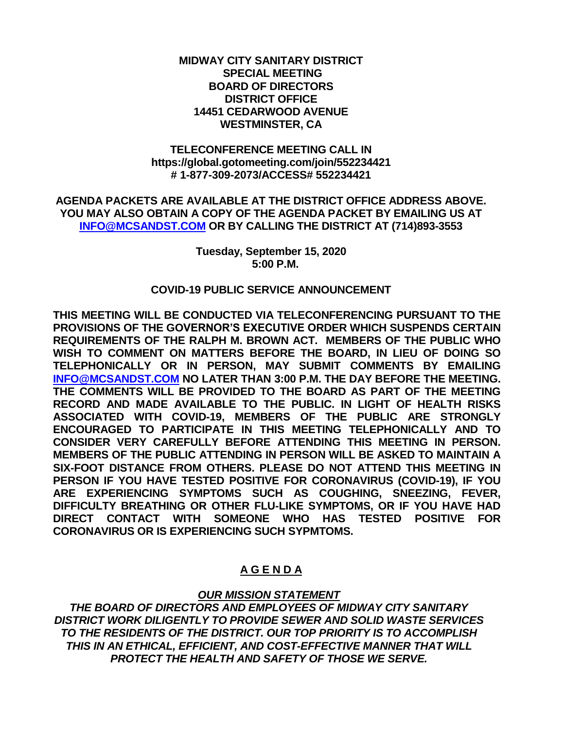**MIDWAY CITY SANITARY DISTRICT**
**SPECIAL MEETING**
**BOARD OF DIRECTORS**
**DISTRICT OFFICE**
**14451 CEDARWOOD AVENUE**
**WESTMINSTER, CA**

**TELECONFERENCE MEETING CALL IN**
**https://global.gotomeeting.com/join/552234421**
**# 1-877-309-2073/ACCESS# 552234421**

**AGENDA PACKETS ARE AVAILABLE AT THE DISTRICT OFFICE ADDRESS ABOVE. YOU MAY ALSO OBTAIN A COPY OF THE AGENDA PACKET BY EMAILING US AT INFO@MCSANDST.COM OR BY CALLING THE DISTRICT AT (714)893-3553**

**Tuesday, September 15, 2020**
**5:00 P.M.**

**COVID-19 PUBLIC SERVICE ANNOUNCEMENT**

**THIS MEETING WILL BE CONDUCTED VIA TELECONFERENCING PURSUANT TO THE PROVISIONS OF THE GOVERNOR'S EXECUTIVE ORDER WHICH SUSPENDS CERTAIN REQUIREMENTS OF THE RALPH M. BROWN ACT. MEMBERS OF THE PUBLIC WHO WISH TO COMMENT ON MATTERS BEFORE THE BOARD, IN LIEU OF DOING SO TELEPHONICALLY OR IN PERSON, MAY SUBMIT COMMENTS BY EMAILING INFO@MCSANDST.COM NO LATER THAN 3:00 P.M. THE DAY BEFORE THE MEETING. THE COMMENTS WILL BE PROVIDED TO THE BOARD AS PART OF THE MEETING RECORD AND MADE AVAILABLE TO THE PUBLIC. IN LIGHT OF HEALTH RISKS ASSOCIATED WITH COVID-19, MEMBERS OF THE PUBLIC ARE STRONGLY ENCOURAGED TO PARTICIPATE IN THIS MEETING TELEPHONICALLY AND TO CONSIDER VERY CAREFULLY BEFORE ATTENDING THIS MEETING IN PERSON. MEMBERS OF THE PUBLIC ATTENDING IN PERSON WILL BE ASKED TO MAINTAIN A SIX-FOOT DISTANCE FROM OTHERS. PLEASE DO NOT ATTEND THIS MEETING IN PERSON IF YOU HAVE TESTED POSITIVE FOR CORONAVIRUS (COVID-19), IF YOU ARE EXPERIENCING SYMPTOMS SUCH AS COUGHING, SNEEZING, FEVER, DIFFICULTY BREATHING OR OTHER FLU-LIKE SYMPTOMS, OR IF YOU HAVE HAD DIRECT CONTACT WITH SOMEONE WHO HAS TESTED POSITIVE FOR CORONAVIRUS OR IS EXPERIENCING SUCH SYPMTOMS.**

# A G E N D A

***OUR MISSION STATEMENT***

***THE BOARD OF DIRECTORS AND EMPLOYEES OF MIDWAY CITY SANITARY DISTRICT WORK DILIGENTLY TO PROVIDE SEWER AND SOLID WASTE SERVICES TO THE RESIDENTS OF THE DISTRICT. OUR TOP PRIORITY IS TO ACCOMPLISH THIS IN AN ETHICAL, EFFICIENT, AND COST-EFFECTIVE MANNER THAT WILL PROTECT THE HEALTH AND SAFETY OF THOSE WE SERVE.***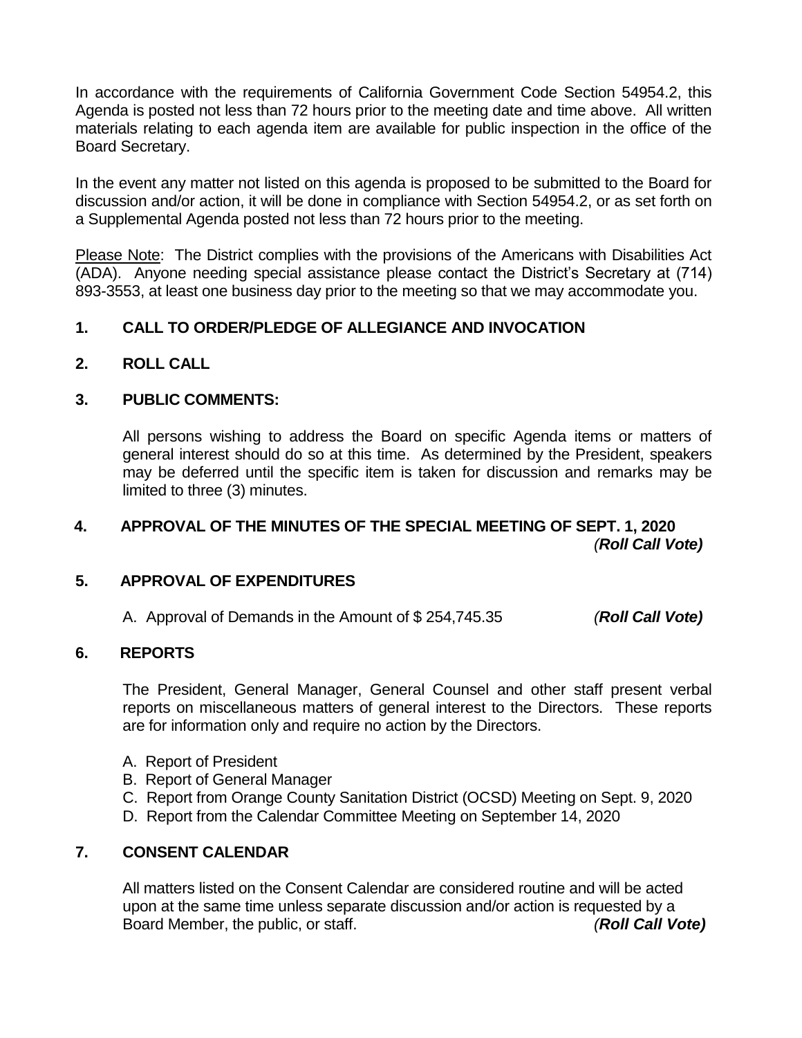In accordance with the requirements of California Government Code Section 54954.2, this Agenda is posted not less than 72 hours prior to the meeting date and time above. All written materials relating to each agenda item are available for public inspection in the office of the Board Secretary.

In the event any matter not listed on this agenda is proposed to be submitted to the Board for discussion and/or action, it will be done in compliance with Section 54954.2, or as set forth on a Supplemental Agenda posted not less than 72 hours prior to the meeting.

Please Note: The District complies with the provisions of the Americans with Disabilities Act (ADA). Anyone needing special assistance please contact the District's Secretary at (714) 893-3553, at least one business day prior to the meeting so that we may accommodate you.

**1. CALL TO ORDER/PLEDGE OF ALLEGIANCE AND INVOCATION**

**2. ROLL CALL**

**3. PUBLIC COMMENTS:**

All persons wishing to address the Board on specific Agenda items or matters of general interest should do so at this time. As determined by the President, speakers may be deferred until the specific item is taken for discussion and remarks may be limited to three (3) minutes.

**4. APPROVAL OF THE MINUTES OF THE SPECIAL MEETING OF SEPT. 1, 2020** *(**Roll Call Vote**)*

**5. APPROVAL OF EXPENDITURES**

A. Approval of Demands in the Amount of $ 254,745.35 *(**Roll Call Vote**)*

**6. REPORTS**

The President, General Manager, General Counsel and other staff present verbal reports on miscellaneous matters of general interest to the Directors. These reports are for information only and require no action by the Directors.

A. Report of President
B. Report of General Manager
C. Report from Orange County Sanitation District (OCSD) Meeting on Sept. 9, 2020
D. Report from the Calendar Committee Meeting on September 14, 2020

**7. CONSENT CALENDAR**

All matters listed on the Consent Calendar are considered routine and will be acted upon at the same time unless separate discussion and/or action is requested by a Board Member, the public, or staff. *(**Roll Call Vote**)*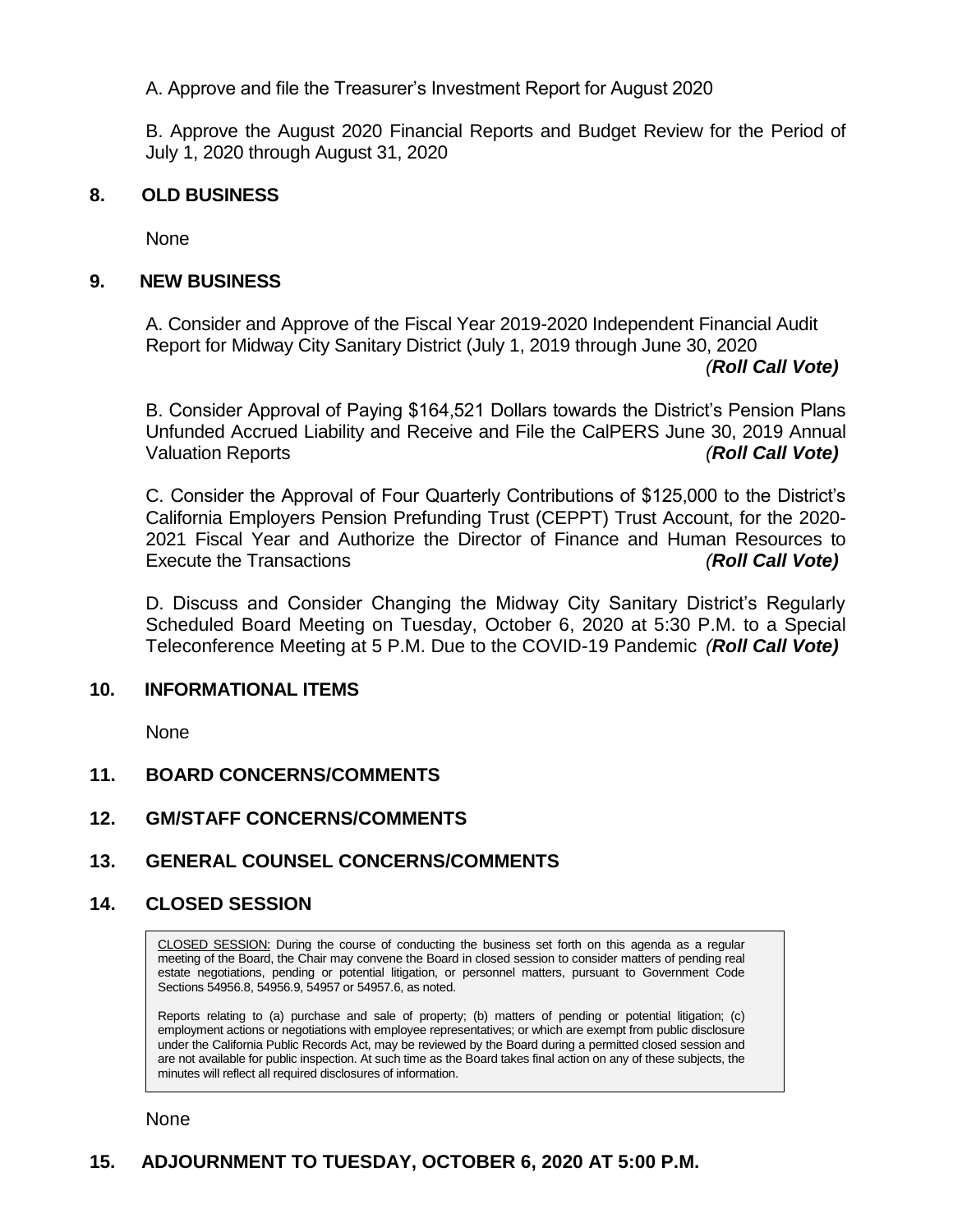A. Approve and file the Treasurer's Investment Report for August 2020

B. Approve the August 2020 Financial Reports and Budget Review for the Period of July 1, 2020 through August 31, 2020

## 8. OLD BUSINESS

None

## 9. NEW BUSINESS

A. Consider and Approve of the Fiscal Year 2019-2020 Independent Financial Audit Report for Midway City Sanitary District (July 1, 2019 through June 30, 2020 ***(Roll Call Vote)***

B. Consider Approval of Paying $164,521 Dollars towards the District's Pension Plans Unfunded Accrued Liability and Receive and File the CalPERS June 30, 2019 Annual Valuation Reports ***(Roll Call Vote)***

C. Consider the Approval of Four Quarterly Contributions of $125,000 to the District's California Employers Pension Prefunding Trust (CEPPT) Trust Account, for the 2020-2021 Fiscal Year and Authorize the Director of Finance and Human Resources to Execute the Transactions ***(Roll Call Vote)***

D. Discuss and Consider Changing the Midway City Sanitary District's Regularly Scheduled Board Meeting on Tuesday, October 6, 2020 at 5:30 P.M. to a Special Teleconference Meeting at 5 P.M. Due to the COVID-19 Pandemic ***(Roll Call Vote)***

## 10. INFORMATIONAL ITEMS

None

## 11. BOARD CONCERNS/COMMENTS

## 12. GM/STAFF CONCERNS/COMMENTS

## 13. GENERAL COUNSEL CONCERNS/COMMENTS

## 14. CLOSED SESSION

CLOSED SESSION: During the course of conducting the business set forth on this agenda as a regular meeting of the Board, the Chair may convene the Board in closed session to consider matters of pending real estate negotiations, pending or potential litigation, or personnel matters, pursuant to Government Code Sections 54956.8, 54956.9, 54957 or 54957.6, as noted.

Reports relating to (a) purchase and sale of property; (b) matters of pending or potential litigation; (c) employment actions or negotiations with employee representatives; or which are exempt from public disclosure under the California Public Records Act, may be reviewed by the Board during a permitted closed session and are not available for public inspection. At such time as the Board takes final action on any of these subjects, the minutes will reflect all required disclosures of information.

None

## 15. ADJOURNMENT TO TUESDAY, OCTOBER 6, 2020 AT 5:00 P.M.